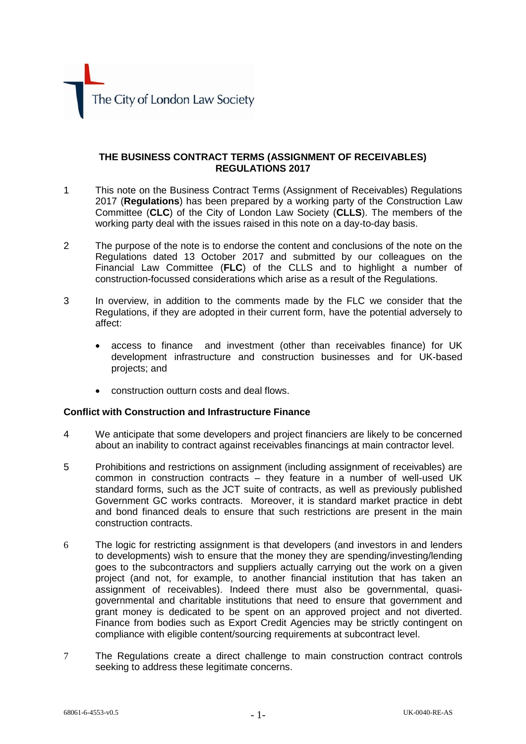The City of London Law Society

# THE BUSINESS CONTRACT TERMS (ASSIGNMENT OF RECEIVABLES) REGULATIONS 2017

1. This note on the Business Contract Terms (Assignment of Receivables) Regulations 2017 (**Regulations**) has been prepared by a working party of the Construction Law Committee (**CLC**) of the City of London Law Society (**CLLS**). The members of the working party deal with the issues raised in this note on a day-to-day basis.

2. The purpose of the note is to endorse the content and conclusions of the note on the Regulations dated 13 October 2017 and submitted by our colleagues on the Financial Law Committee (**FLC**) of the CLLS and to highlight a number of construction-focussed considerations which arise as a result of the Regulations.

3. In overview, in addition to the comments made by the FLC we consider that the Regulations, if they are adopted in their current form, have the potential adversely to affect:

   - access to finance and investment (other than receivables finance) for UK development infrastructure and construction businesses and for UK-based projects; and

   - construction outturn costs and deal flows.

## Conflict with Construction and Infrastructure Finance

4. We anticipate that some developers and project financiers are likely to be concerned about an inability to contract against receivables financings at main contractor level.

5. Prohibitions and restrictions on assignment (including assignment of receivables) are common in construction contracts – they feature in a number of well-used UK standard forms, such as the JCT suite of contracts, as well as previously published Government GC works contracts. Moreover, it is standard market practice in debt and bond financed deals to ensure that such restrictions are present in the main construction contracts.

6. The logic for restricting assignment is that developers (and investors in and lenders to developments) wish to ensure that the money they are spending/investing/lending goes to the subcontractors and suppliers actually carrying out the work on a given project (and not, for example, to another financial institution that has taken an assignment of receivables). Indeed there must also be governmental, quasi-governmental and charitable institutions that need to ensure that government and grant money is dedicated to be spent on an approved project and not diverted. Finance from bodies such as Export Credit Agencies may be strictly contingent on compliance with eligible content/sourcing requirements at subcontract level.

7. The Regulations create a direct challenge to main construction contract controls seeking to address these legitimate concerns.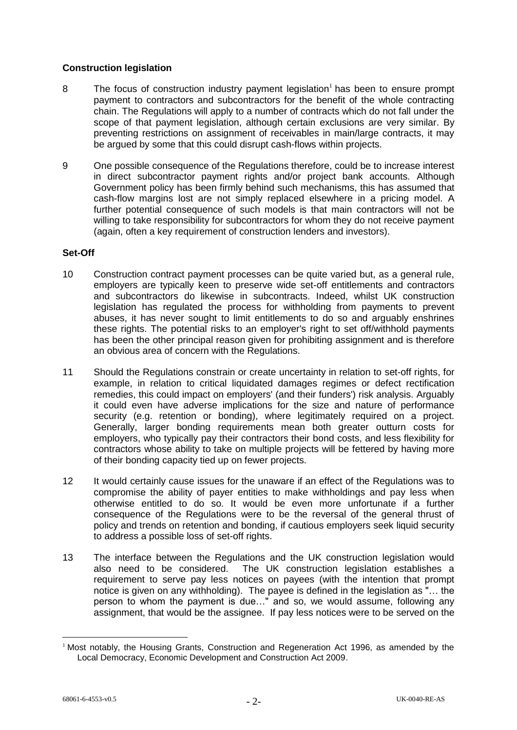### Construction legislation

8 The focus of construction industry payment legislation[1] has been to ensure prompt payment to contractors and subcontractors for the benefit of the whole contracting chain. The Regulations will apply to a number of contracts which do not fall under the scope of that payment legislation, although certain exclusions are very similar. By preventing restrictions on assignment of receivables in main/large contracts, it may be argued by some that this could disrupt cash-flows within projects.

9 One possible consequence of the Regulations therefore, could be to increase interest in direct subcontractor payment rights and/or project bank accounts. Although Government policy has been firmly behind such mechanisms, this has assumed that cash-flow margins lost are not simply replaced elsewhere in a pricing model. A further potential consequence of such models is that main contractors will not be willing to take responsibility for subcontractors for whom they do not receive payment (again, often a key requirement of construction lenders and investors).

### Set-Off

10 Construction contract payment processes can be quite varied but, as a general rule, employers are typically keen to preserve wide set-off entitlements and contractors and subcontractors do likewise in subcontracts. Indeed, whilst UK construction legislation has regulated the process for withholding from payments to prevent abuses, it has never sought to limit entitlements to do so and arguably enshrines these rights. The potential risks to an employer's right to set off/withhold payments has been the other principal reason given for prohibiting assignment and is therefore an obvious area of concern with the Regulations.

11 Should the Regulations constrain or create uncertainty in relation to set-off rights, for example, in relation to critical liquidated damages regimes or defect rectification remedies, this could impact on employers' (and their funders') risk analysis. Arguably it could even have adverse implications for the size and nature of performance security (e.g. retention or bonding), where legitimately required on a project. Generally, larger bonding requirements mean both greater outturn costs for employers, who typically pay their contractors their bond costs, and less flexibility for contractors whose ability to take on multiple projects will be fettered by having more of their bonding capacity tied up on fewer projects.

12 It would certainly cause issues for the unaware if an effect of the Regulations was to compromise the ability of payer entities to make withholdings and pay less when otherwise entitled to do so. It would be even more unfortunate if a further consequence of the Regulations were to be the reversal of the general thrust of policy and trends on retention and bonding, if cautious employers seek liquid security to address a possible loss of set-off rights.

13 The interface between the Regulations and the UK construction legislation would also need to be considered. The UK construction legislation establishes a requirement to serve pay less notices on payees (with the intention that prompt notice is given on any withholding). The payee is defined in the legislation as "… the person to whom the payment is due…" and so, we would assume, following any assignment, that would be the assignee. If pay less notices were to be served on the

[1] Most notably, the Housing Grants, Construction and Regeneration Act 1996, as amended by the Local Democracy, Economic Development and Construction Act 2009.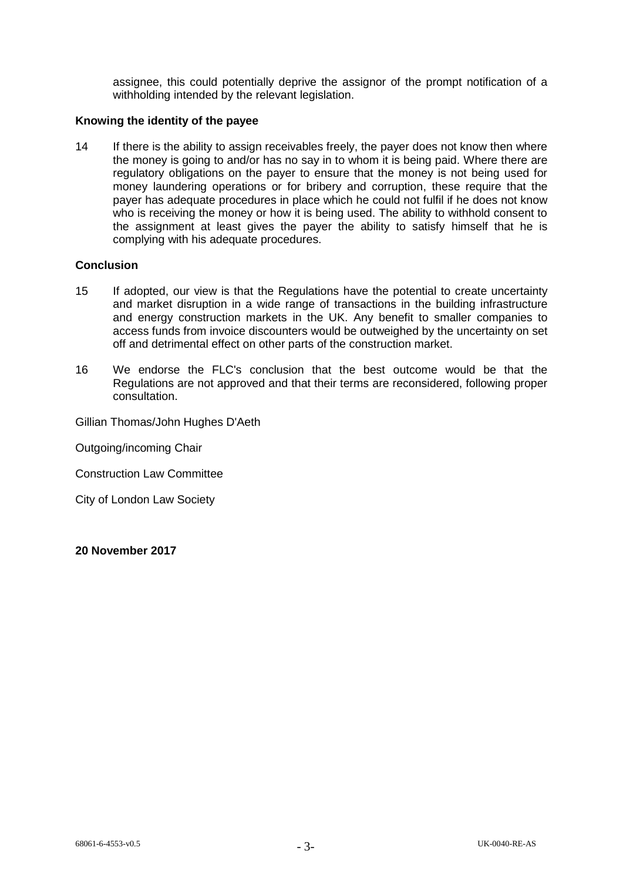assignee, this could potentially deprive the assignor of the prompt notification of a withholding intended by the relevant legislation.

**Knowing the identity of the payee**

14 If there is the ability to assign receivables freely, the payer does not know then where the money is going to and/or has no say in to whom it is being paid. Where there are regulatory obligations on the payer to ensure that the money is not being used for money laundering operations or for bribery and corruption, these require that the payer has adequate procedures in place which he could not fulfil if he does not know who is receiving the money or how it is being used. The ability to withhold consent to the assignment at least gives the payer the ability to satisfy himself that he is complying with his adequate procedures.

**Conclusion**

15 If adopted, our view is that the Regulations have the potential to create uncertainty and market disruption in a wide range of transactions in the building infrastructure and energy construction markets in the UK. Any benefit to smaller companies to access funds from invoice discounters would be outweighed by the uncertainty on set off and detrimental effect on other parts of the construction market.

16 We endorse the FLC's conclusion that the best outcome would be that the Regulations are not approved and that their terms are reconsidered, following proper consultation.

Gillian Thomas/John Hughes D'Aeth

Outgoing/incoming Chair

Construction Law Committee

City of London Law Society

**20 November 2017**

68061-6-4553-v0.5 UK-0040-RE-AS